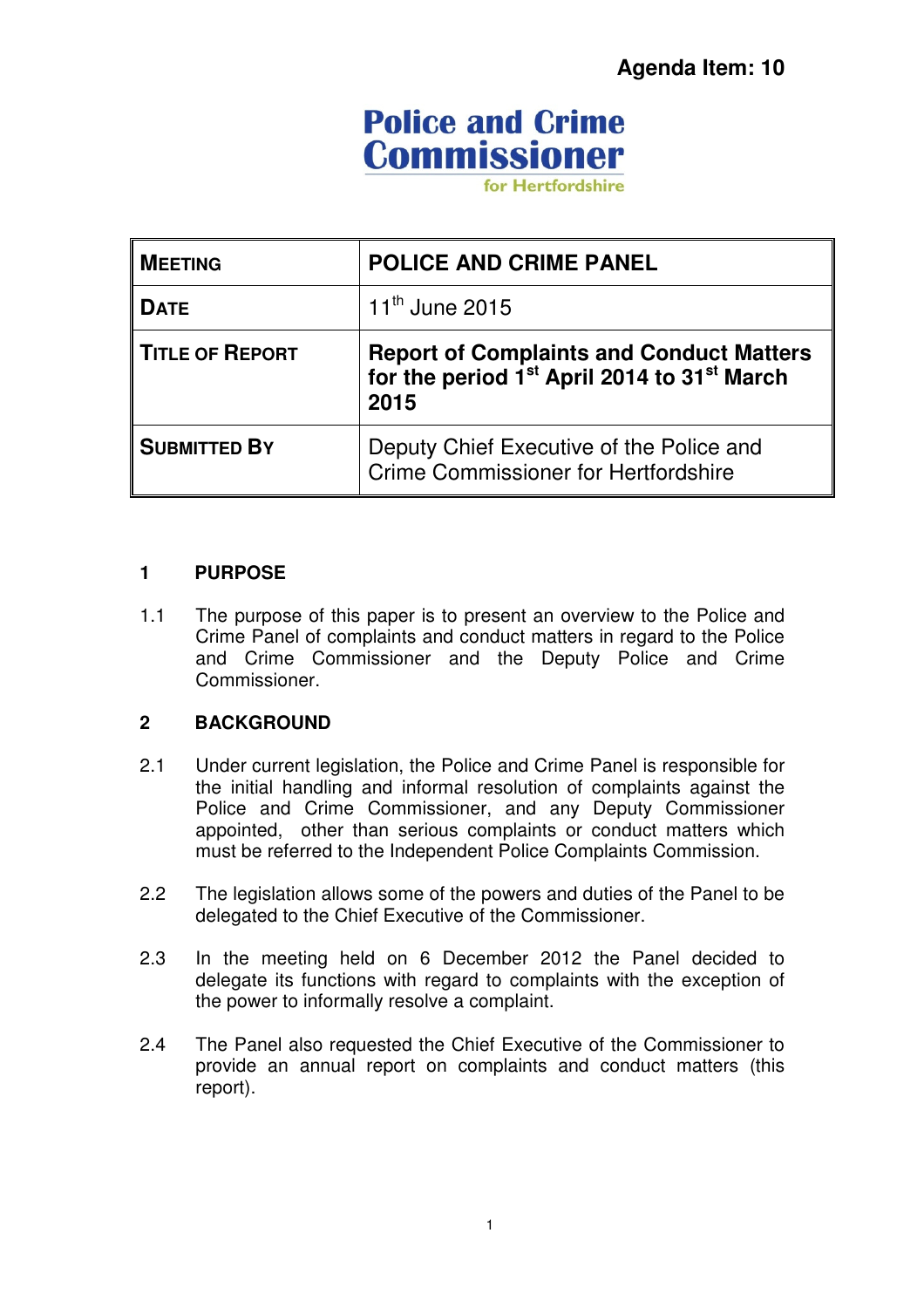**Agenda Item: 10**

**Police and Crime Commissioner**
**for Hertfordshire**

| MEETING | POLICE AND CRIME PANEL |
|---|---|
| DATE | 11th June 2015 |
| TITLE OF REPORT | **Report of Complaints and Conduct Matters for the period 1st April 2014 to 31st March 2015** |
| SUBMITTED BY | Deputy Chief Executive of the Police and Crime Commissioner for Hertfordshire |

## 1 PURPOSE

1.1 The purpose of this paper is to present an overview to the Police and Crime Panel of complaints and conduct matters in regard to the Police and Crime Commissioner and the Deputy Police and Crime Commissioner.

## 2 BACKGROUND

2.1 Under current legislation, the Police and Crime Panel is responsible for the initial handling and informal resolution of complaints against the Police and Crime Commissioner, and any Deputy Commissioner appointed, other than serious complaints or conduct matters which must be referred to the Independent Police Complaints Commission.

2.2 The legislation allows some of the powers and duties of the Panel to be delegated to the Chief Executive of the Commissioner.

2.3 In the meeting held on 6 December 2012 the Panel decided to delegate its functions with regard to complaints with the exception of the power to informally resolve a complaint.

2.4 The Panel also requested the Chief Executive of the Commissioner to provide an annual report on complaints and conduct matters (this report).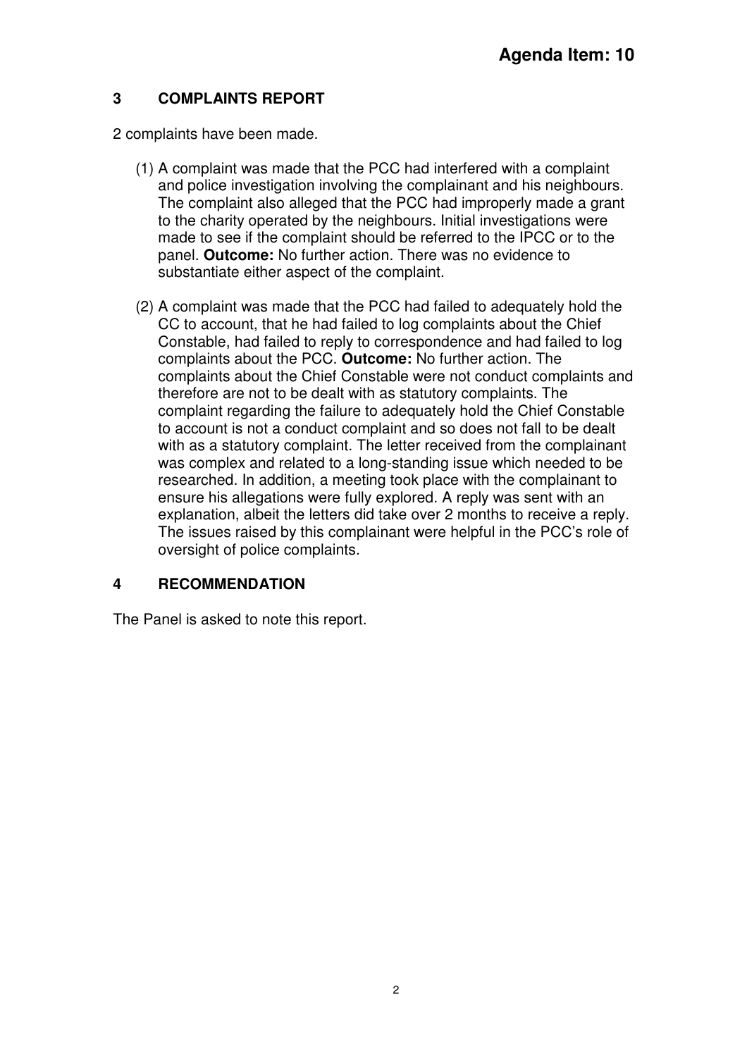**Agenda Item: 10**

## 3 COMPLAINTS REPORT

2 complaints have been made.

(1) A complaint was made that the PCC had interfered with a complaint and police investigation involving the complainant and his neighbours. The complaint also alleged that the PCC had improperly made a grant to the charity operated by the neighbours. Initial investigations were made to see if the complaint should be referred to the IPCC or to the panel. **Outcome:** No further action. There was no evidence to substantiate either aspect of the complaint.

(2) A complaint was made that the PCC had failed to adequately hold the CC to account, that he had failed to log complaints about the Chief Constable, had failed to reply to correspondence and had failed to log complaints about the PCC. **Outcome:** No further action. The complaints about the Chief Constable were not conduct complaints and therefore are not to be dealt with as statutory complaints. The complaint regarding the failure to adequately hold the Chief Constable to account is not a conduct complaint and so does not fall to be dealt with as a statutory complaint. The letter received from the complainant was complex and related to a long-standing issue which needed to be researched. In addition, a meeting took place with the complainant to ensure his allegations were fully explored. A reply was sent with an explanation, albeit the letters did take over 2 months to receive a reply. The issues raised by this complainant were helpful in the PCC's role of oversight of police complaints.

## 4 RECOMMENDATION

The Panel is asked to note this report.